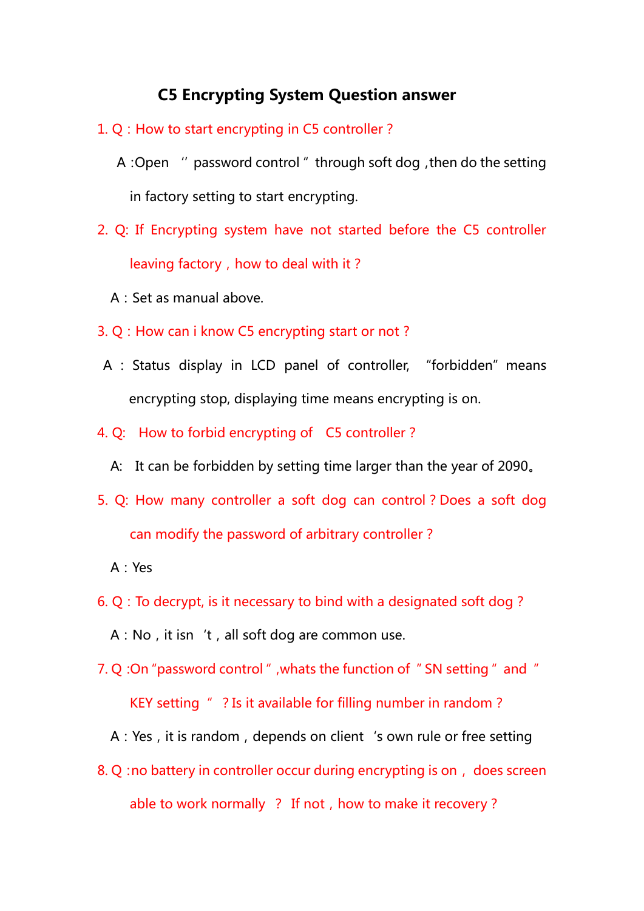# C5 Encrypting System Question answer

1. Q : How to start encrypting in C5 controller ?

   A :Open ''password control" through soft dog ,then do the setting in factory setting to start encrypting.

2. Q: If Encrypting system have not started before the C5 controller leaving factory , how to deal with it ?

   A : Set as manual above.

3. Q : How can i know C5 encrypting start or not ?

   A : Status display in LCD panel of controller, "forbidden" means encrypting stop, displaying time means encrypting is on.

4. Q: How to forbid encrypting of C5 controller ?

   A: It can be forbidden by setting time larger than the year of 2090。

5. Q: How many controller a soft dog can control ? Does a soft dog can modify the password of arbitrary controller ?

   A : Yes

6. Q : To decrypt, is it necessary to bind with a designated soft dog ?

   A : No , it isn 't , all soft dog are common use.

7. Q :On "password control" ,whats the function of "SN setting" and "KEY setting " ? Is it available for filling number in random ?

   A : Yes , it is random , depends on client 's own rule or free setting

8. Q :no battery in controller occur during encrypting is on , does screen able to work normally ? If not , how to make it recovery ?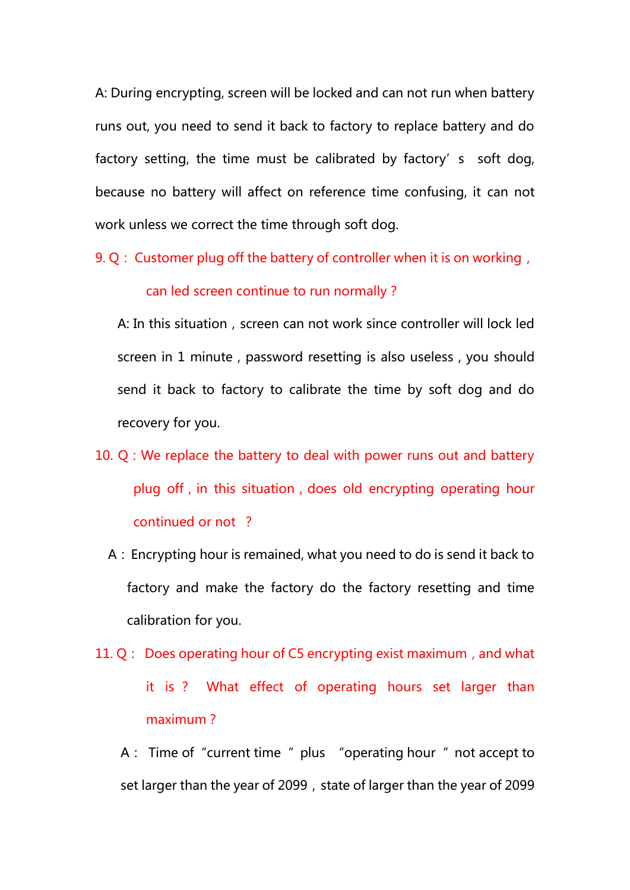A: During encrypting, screen will be locked and can not run when battery runs out, you need to send it back to factory to replace battery and do factory setting, the time must be calibrated by factory’ s soft dog, because no battery will affect on reference time confusing, it can not work unless we correct the time through soft dog.

9. Q： Customer plug off the battery of controller when it is on working， can led screen continue to run normally？

A: In this situation，screen can not work since controller will lock led screen in 1 minute，password resetting is also useless，you should send it back to factory to calibrate the time by soft dog and do recovery for you.

10. Q：We replace the battery to deal with power runs out and battery plug off，in this situation，does old encrypting operating hour continued or not ？

A： Encrypting hour is remained, what you need to do is send it back to factory and make the factory do the factory resetting and time calibration for you.

11. Q： Does operating hour of C5 encrypting exist maximum，and what it is？ What effect of operating hours set larger than maximum？

A： Time of “current time ” plus “operating hour ” not accept to set larger than the year of 2099，state of larger than the year of 2099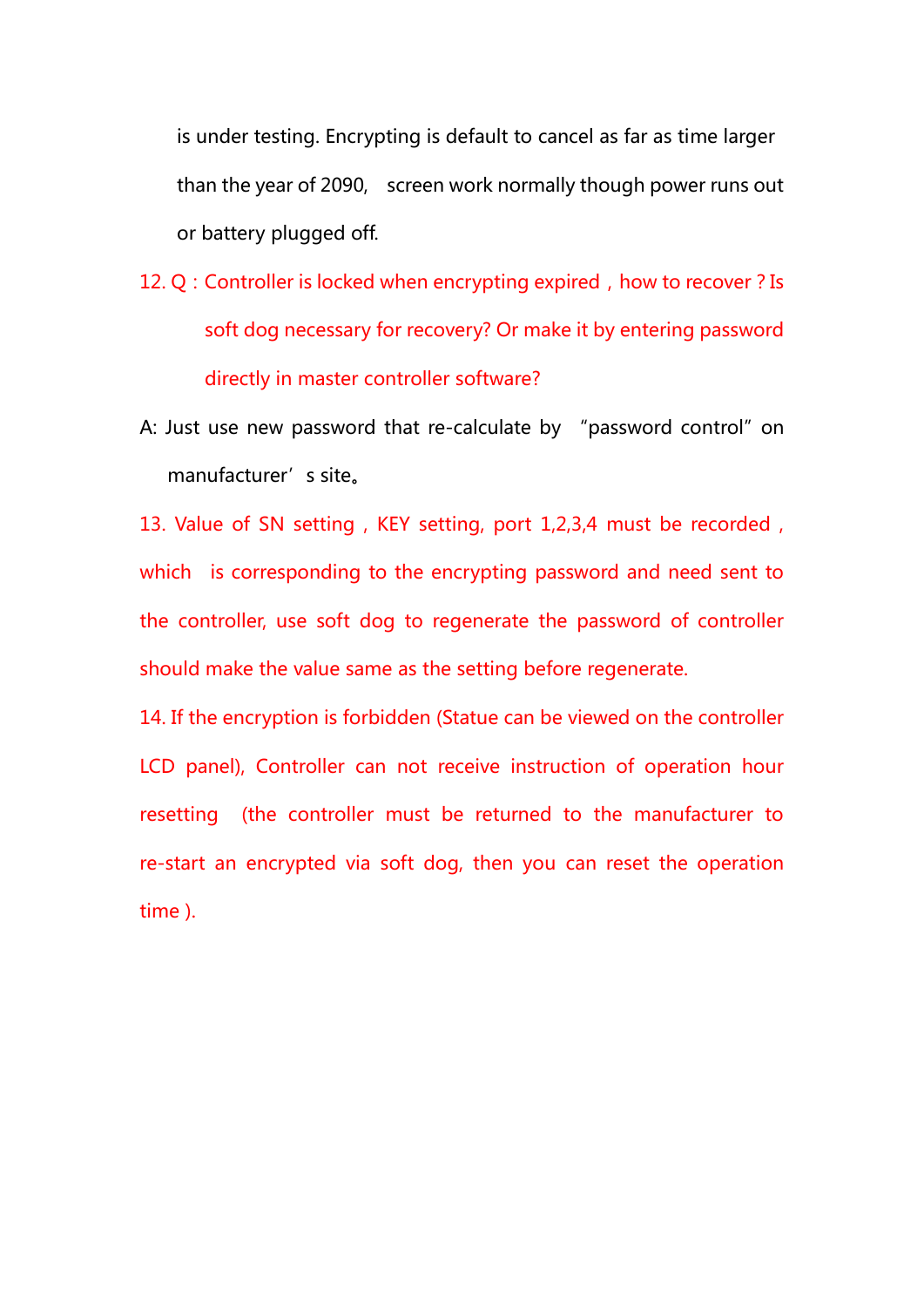is under testing. Encrypting is default to cancel as far as time larger than the year of 2090, screen work normally though power runs out or battery plugged off.

12. Q：Controller is locked when encrypting expired，how to recover？Is soft dog necessary for recovery? Or make it by entering password directly in master controller software?

A: Just use new password that re-calculate by “password control” on manufacturer’s site。

13. Value of SN setting，KEY setting, port 1,2,3,4 must be recorded，which is corresponding to the encrypting password and need sent to the controller, use soft dog to regenerate the password of controller should make the value same as the setting before regenerate.

14. If the encryption is forbidden (Statue can be viewed on the controller LCD panel), Controller can not receive instruction of operation hour resetting (the controller must be returned to the manufacturer to re-start an encrypted via soft dog, then you can reset the operation time ).